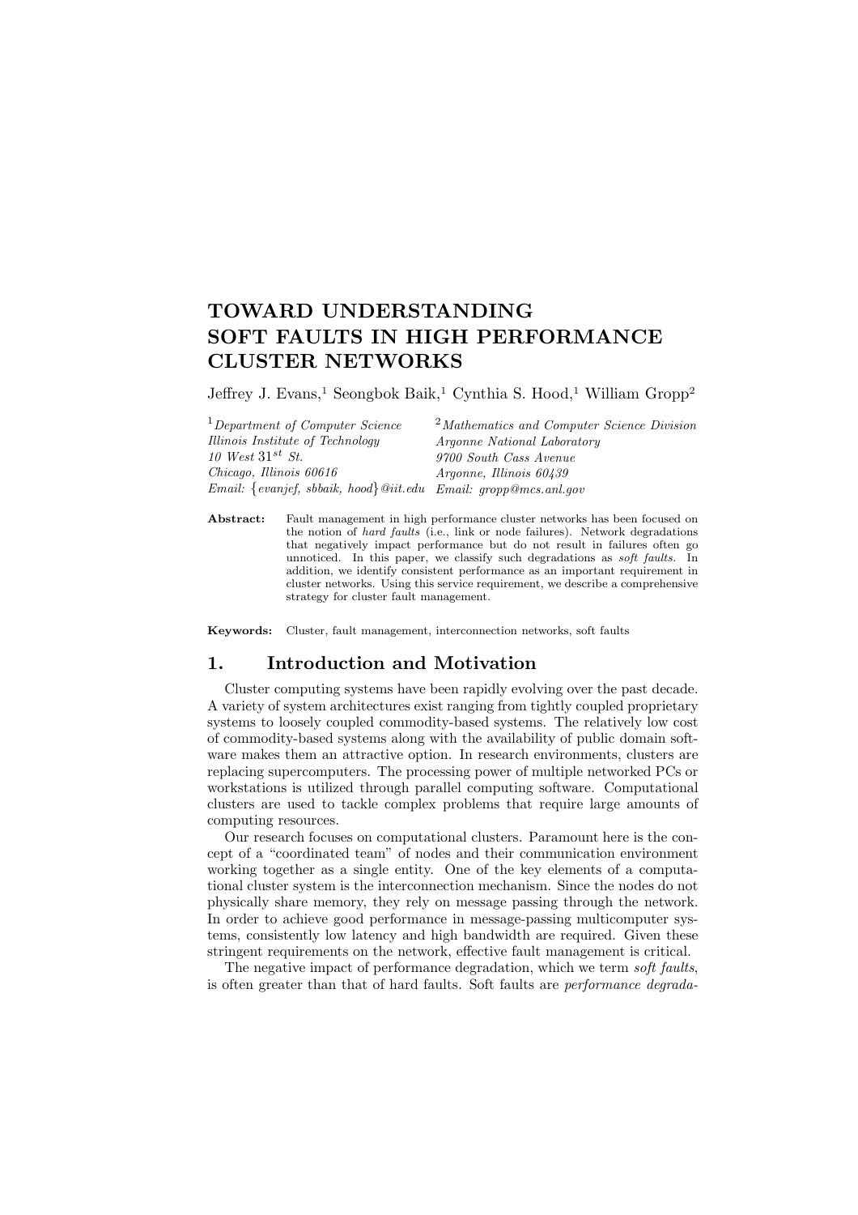# TOWARD UNDERSTANDING SOFT FAULTS IN HIGH PERFORMANCE CLUSTER NETWORKS

Jeffrey J. Evans,[1] Seongbok Baik,[1] Cynthia S. Hood,[1] William Gropp[2]

[1] *Department of Computer Science*
*Illinois Institute of Technology*
*10 West $31^{st}$ St.*
*Chicago, Illinois 60616*
*Email: {evanjef, sbbaik, hood}@iit.edu*

[2] *Mathematics and Computer Science Division*
*Argonne National Laboratory*
*9700 South Cass Avenue*
*Argonne, Illinois 60439*
*Email: gropp@mcs.anl.gov*

**Abstract:** Fault management in high performance cluster networks has been focused on the notion of *hard faults* (i.e., link or node failures). Network degradations that negatively impact performance but do not result in failures often go unnoticed. In this paper, we classify such degradations as *soft faults*. In addition, we identify consistent performance as an important requirement in cluster networks. Using this service requirement, we describe a comprehensive strategy for cluster fault management.

**Keywords:** Cluster, fault management, interconnection networks, soft faults

## 1. Introduction and Motivation

Cluster computing systems have been rapidly evolving over the past decade. A variety of system architectures exist ranging from tightly coupled proprietary systems to loosely coupled commodity-based systems. The relatively low cost of commodity-based systems along with the availability of public domain software makes them an attractive option. In research environments, clusters are replacing supercomputers. The processing power of multiple networked PCs or workstations is utilized through parallel computing software. Computational clusters are used to tackle complex problems that require large amounts of computing resources.

Our research focuses on computational clusters. Paramount here is the concept of a "coordinated team" of nodes and their communication environment working together as a single entity. One of the key elements of a computational cluster system is the interconnection mechanism. Since the nodes do not physically share memory, they rely on message passing through the network. In order to achieve good performance in message-passing multicomputer systems, consistently low latency and high bandwidth are required. Given these stringent requirements on the network, effective fault management is critical.

The negative impact of performance degradation, which we term *soft faults*, is often greater than that of hard faults. Soft faults are *performance degrada-*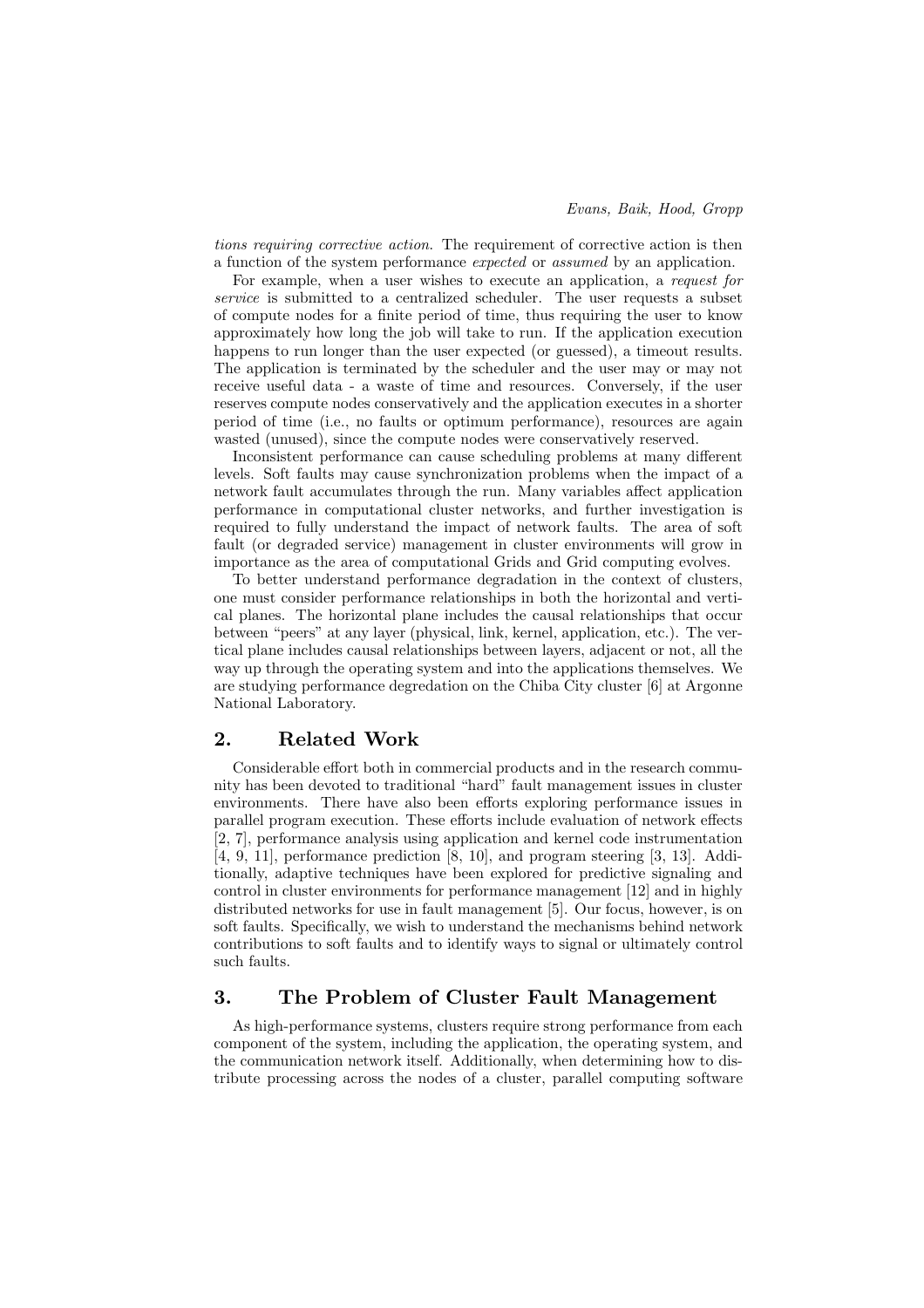*tions requiring corrective action*. The requirement of corrective action is then a function of the system performance *expected* or *assumed* by an application.

For example, when a user wishes to execute an application, a *request for service* is submitted to a centralized scheduler. The user requests a subset of compute nodes for a finite period of time, thus requiring the user to know approximately how long the job will take to run. If the application execution happens to run longer than the user expected (or guessed), a timeout results. The application is terminated by the scheduler and the user may or may not receive useful data - a waste of time and resources. Conversely, if the user reserves compute nodes conservatively and the application executes in a shorter period of time (i.e., no faults or optimum performance), resources are again wasted (unused), since the compute nodes were conservatively reserved.

Inconsistent performance can cause scheduling problems at many different levels. Soft faults may cause synchronization problems when the impact of a network fault accumulates through the run. Many variables affect application performance in computational cluster networks, and further investigation is required to fully understand the impact of network faults. The area of soft fault (or degraded service) management in cluster environments will grow in importance as the area of computational Grids and Grid computing evolves.

To better understand performance degradation in the context of clusters, one must consider performance relationships in both the horizontal and vertical planes. The horizontal plane includes the causal relationships that occur between "peers" at any layer (physical, link, kernel, application, etc.). The vertical plane includes causal relationships between layers, adjacent or not, all the way up through the operating system and into the applications themselves. We are studying performance degredation on the Chiba City cluster [6] at Argonne National Laboratory.

## 2. Related Work

Considerable effort both in commercial products and in the research community has been devoted to traditional "hard" fault management issues in cluster environments. There have also been efforts exploring performance issues in parallel program execution. These efforts include evaluation of network effects [2, 7], performance analysis using application and kernel code instrumentation [4, 9, 11], performance prediction [8, 10], and program steering [3, 13]. Additionally, adaptive techniques have been explored for predictive signaling and control in cluster environments for performance management [12] and in highly distributed networks for use in fault management [5]. Our focus, however, is on soft faults. Specifically, we wish to understand the mechanisms behind network contributions to soft faults and to identify ways to signal or ultimately control such faults.

## 3. The Problem of Cluster Fault Management

As high-performance systems, clusters require strong performance from each component of the system, including the application, the operating system, and the communication network itself. Additionally, when determining how to distribute processing across the nodes of a cluster, parallel computing software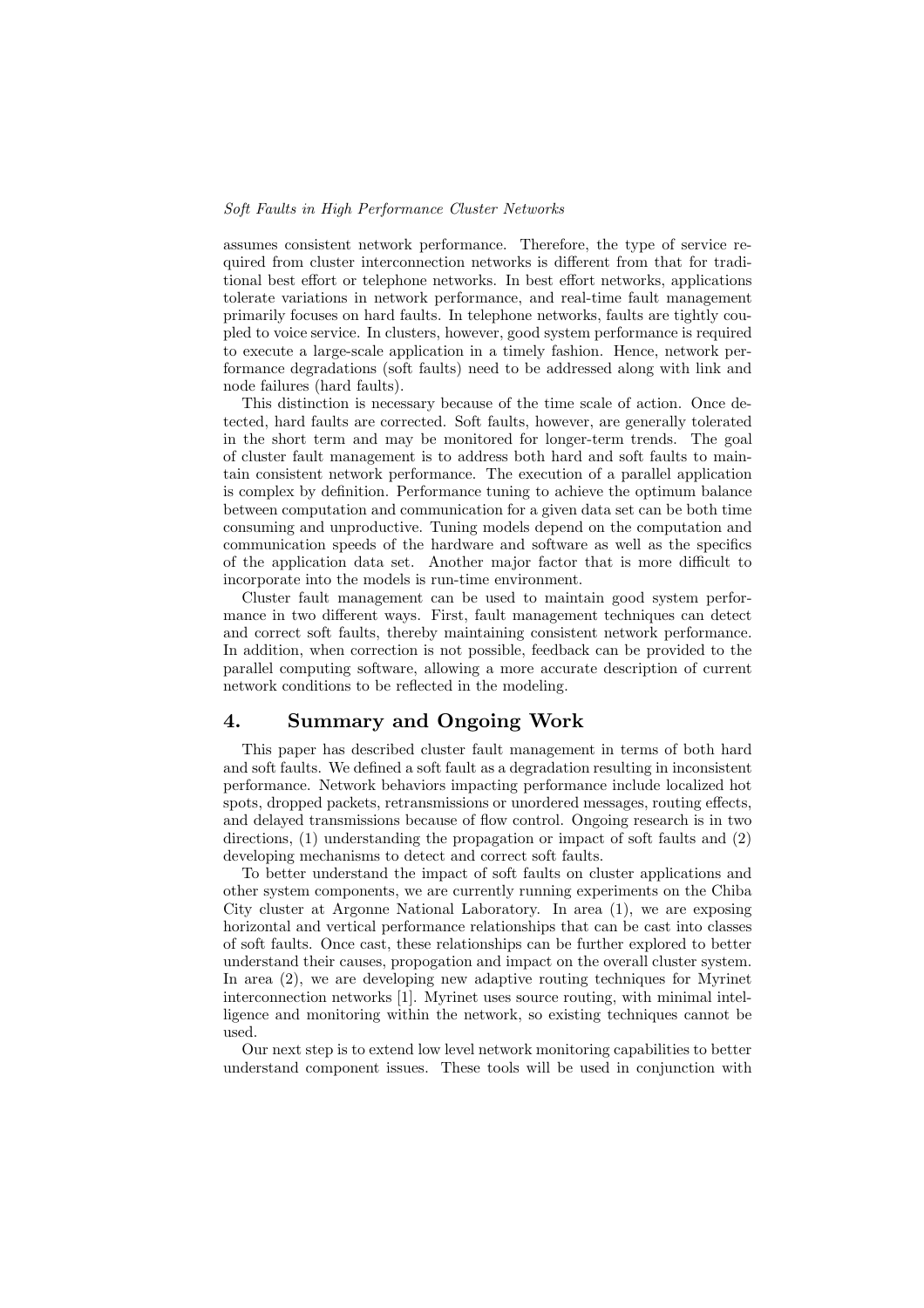assumes consistent network performance. Therefore, the type of service required from cluster interconnection networks is different from that for traditional best effort or telephone networks. In best effort networks, applications tolerate variations in network performance, and real-time fault management primarily focuses on hard faults. In telephone networks, faults are tightly coupled to voice service. In clusters, however, good system performance is required to execute a large-scale application in a timely fashion. Hence, network performance degradations (soft faults) need to be addressed along with link and node failures (hard faults).

This distinction is necessary because of the time scale of action. Once detected, hard faults are corrected. Soft faults, however, are generally tolerated in the short term and may be monitored for longer-term trends. The goal of cluster fault management is to address both hard and soft faults to maintain consistent network performance. The execution of a parallel application is complex by definition. Performance tuning to achieve the optimum balance between computation and communication for a given data set can be both time consuming and unproductive. Tuning models depend on the computation and communication speeds of the hardware and software as well as the specifics of the application data set. Another major factor that is more difficult to incorporate into the models is run-time environment.

Cluster fault management can be used to maintain good system performance in two different ways. First, fault management techniques can detect and correct soft faults, thereby maintaining consistent network performance. In addition, when correction is not possible, feedback can be provided to the parallel computing software, allowing a more accurate description of current network conditions to be reflected in the modeling.

## 4. Summary and Ongoing Work

This paper has described cluster fault management in terms of both hard and soft faults. We defined a soft fault as a degradation resulting in inconsistent performance. Network behaviors impacting performance include localized hot spots, dropped packets, retransmissions or unordered messages, routing effects, and delayed transmissions because of flow control. Ongoing research is in two directions, (1) understanding the propagation or impact of soft faults and (2) developing mechanisms to detect and correct soft faults.

To better understand the impact of soft faults on cluster applications and other system components, we are currently running experiments on the Chiba City cluster at Argonne National Laboratory. In area (1), we are exposing horizontal and vertical performance relationships that can be cast into classes of soft faults. Once cast, these relationships can be further explored to better understand their causes, propogation and impact on the overall cluster system. In area (2), we are developing new adaptive routing techniques for Myrinet interconnection networks [1]. Myrinet uses source routing, with minimal intelligence and monitoring within the network, so existing techniques cannot be used.

Our next step is to extend low level network monitoring capabilities to better understand component issues. These tools will be used in conjunction with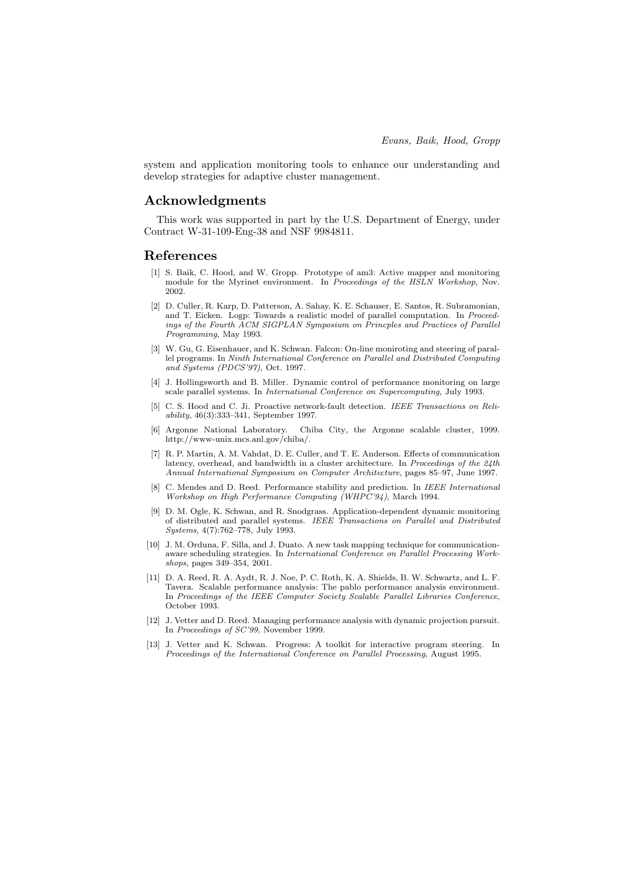system and application monitoring tools to enhance our understanding and develop strategies for adaptive cluster management.

## Acknowledgments

This work was supported in part by the U.S. Department of Energy, under Contract W-31-109-Eng-38 and NSF 9984811.

## References

[1] S. Baik, C. Hood, and W. Gropp. Prototype of am3: Active mapper and monitoring module for the Myrinet environment. In *Proceedings of the HSLN Workshop*, Nov. 2002.

[2] D. Culler, R. Karp, D. Patterson, A. Sahay, K. E. Schauser, E. Santos, R. Subramonian, and T. Eicken. Logp: Towards a realistic model of parallel computation. In *Proceedings of the Fourth ACM SIGPLAN Symposium on Princples and Practices of Parallel Programming*, May 1993.

[3] W. Gu, G. Eisenhauer, and K. Schwan. Falcon: On-line moniroting and steering of parallel programs. In *Ninth International Conference on Parallel and Distributed Computing and Systems (PDCS'97)*, Oct. 1997.

[4] J. Hollingsworth and B. Miller. Dynamic control of performance monitoring on large scale parallel systems. In *International Conference on Supercomputing*, July 1993.

[5] C. S. Hood and C. Ji. Proactive network-fault detection. *IEEE Transactions on Reliability*, 46(3):333–341, September 1997.

[6] Argonne National Laboratory. Chiba City, the Argonne scalable cluster, 1999. http://www-unix.mcs.anl.gov/chiba/.

[7] R. P. Martin, A. M. Vahdat, D. E. Culler, and T. E. Anderson. Effects of communication latency, overhead, and bandwidth in a cluster architecture. In *Proceedings of the 24th Annual International Symposium on Computer Architecture*, pages 85–97, June 1997.

[8] C. Mendes and D. Reed. Performance stability and prediction. In *IEEE International Workshop on High Performance Computing (WHPC'94)*, March 1994.

[9] D. M. Ogle, K. Schwan, and R. Snodgrass. Application-dependent dynamic monitoring of distributed and parallel systems. *IEEE Transactions on Parallel and Distributed Systems*, 4(7):762–778, July 1993.

[10] J. M. Orduna, F. Silla, and J. Duato. A new task mapping technique for communication-aware scheduling strategies. In *International Conference on Parallel Processing Workshops*, pages 349–354, 2001.

[11] D. A. Reed, R. A. Aydt, R. J. Noe, P. C. Roth, K. A. Shields, B. W. Schwartz, and L. F. Tavera. Scalable performance analysis: The pablo performance analysis environment. In *Proceedings of the IEEE Computer Society Scalable Parallel Libraries Conference*, October 1993.

[12] J. Vetter and D. Reed. Managing performance analysis with dynamic projection pursuit. In *Proceedings of SC'99*, November 1999.

[13] J. Vetter and K. Schwan. Progress: A toolkit for interactive program steering. In *Proceedings of the International Conference on Parallel Processing*, August 1995.